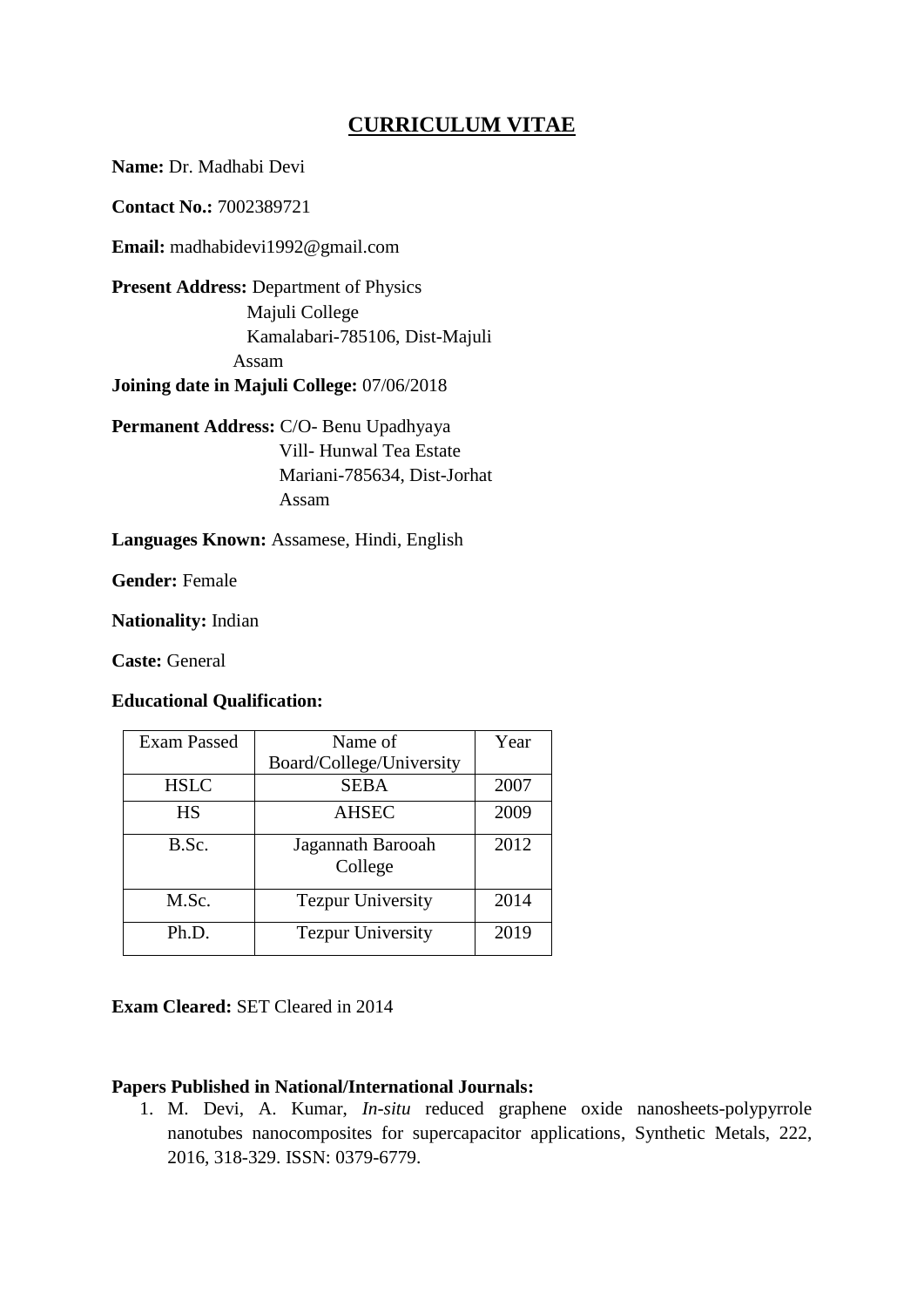# CURRICULUM VITAE

**Name:** Dr. Madhabi Devi

**Contact No.:** 7002389721

**Email:** madhabidevi1992@gmail.com

**Present Address:** Department of Physics
Majuli College
Kamalabari-785106, Dist-Majuli
Assam

**Joining date in Majuli College:** 07/06/2018

**Permanent Address:** C/O- Benu Upadhyaya
Vill- Hunwal Tea Estate
Mariani-785634, Dist-Jorhat
Assam

**Languages Known:** Assamese, Hindi, English

**Gender:** Female

**Nationality:** Indian

**Caste:** General

**Educational Qualification:**

| Exam Passed | Name of Board/College/University | Year |
|---|---|---|
| HSLC | SEBA | 2007 |
| HS | AHSEC | 2009 |
| B.Sc. | Jagannath Barooah College | 2012 |
| M.Sc. | Tezpur University | 2014 |
| Ph.D. | Tezpur University | 2019 |

**Exam Cleared:** SET Cleared in 2014

**Papers Published in National/International Journals:**

1. M. Devi, A. Kumar, *In-situ* reduced graphene oxide nanosheets-polypyrrole nanotubes nanocomposites for supercapacitor applications, Synthetic Metals, 222, 2016, 318-329. ISSN: 0379-6779.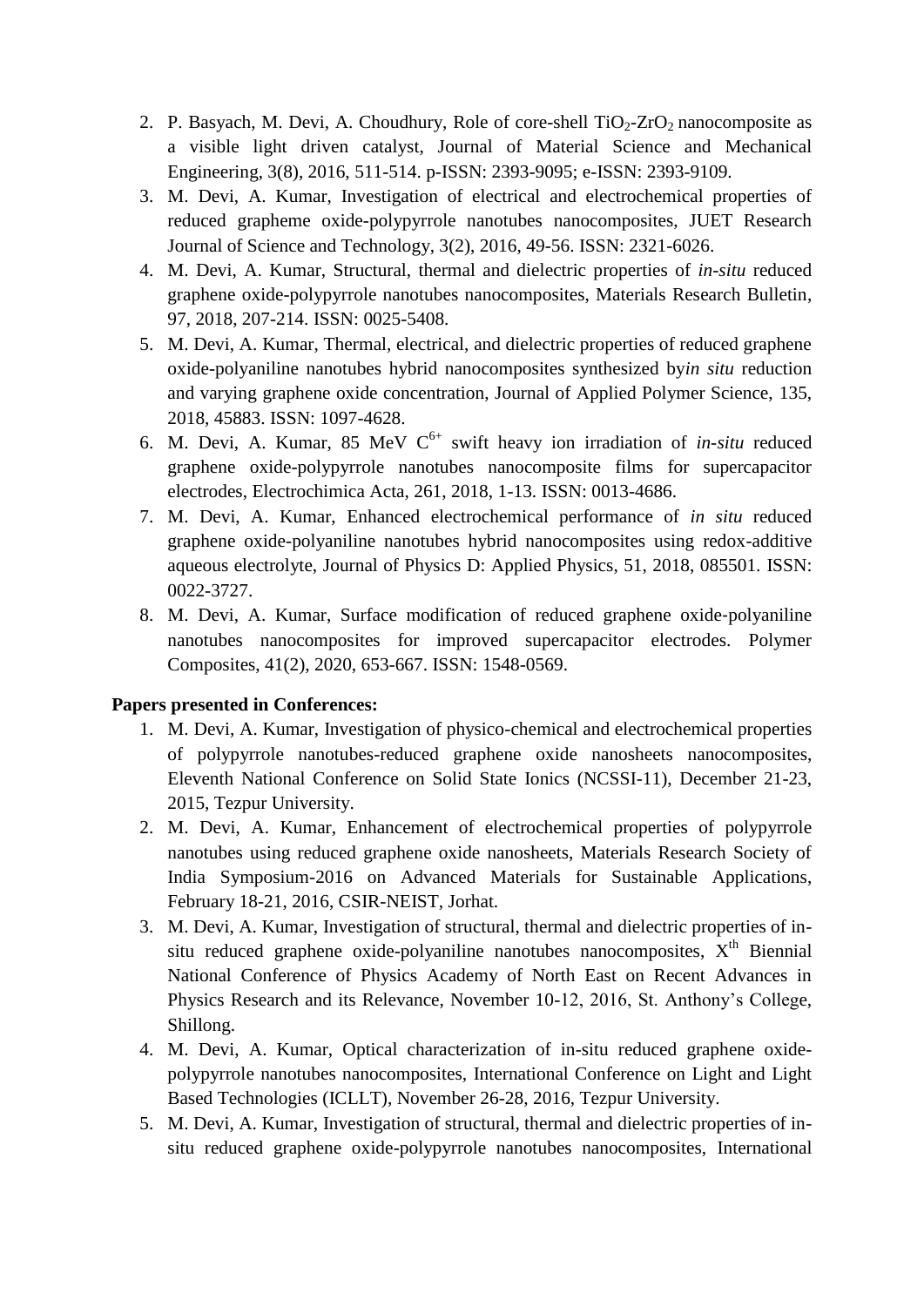2. P. Basyach, M. Devi, A. Choudhury, Role of core-shell $TiO_2$-$ZrO_2$ nanocomposite as a visible light driven catalyst, Journal of Material Science and Mechanical Engineering, 3(8), 2016, 511-514. p-ISSN: 2393-9095; e-ISSN: 2393-9109.
3. M. Devi, A. Kumar, Investigation of electrical and electrochemical properties of reduced grapheme oxide-polypyrrole nanotubes nanocomposites, JUET Research Journal of Science and Technology, 3(2), 2016, 49-56. ISSN: 2321-6026.
4. M. Devi, A. Kumar, Structural, thermal and dielectric properties of *in-situ* reduced graphene oxide-polypyrrole nanotubes nanocomposites, Materials Research Bulletin, 97, 2018, 207-214. ISSN: 0025-5408.
5. M. Devi, A. Kumar, Thermal, electrical, and dielectric properties of reduced graphene oxide-polyaniline nanotubes hybrid nanocomposites synthesized by*in situ* reduction and varying graphene oxide concentration, Journal of Applied Polymer Science, 135, 2018, 45883. ISSN: 1097-4628.
6. M. Devi, A. Kumar, 85 MeV $C^{6+}$ swift heavy ion irradiation of *in-situ* reduced graphene oxide-polypyrrole nanotubes nanocomposite films for supercapacitor electrodes, Electrochimica Acta, 261, 2018, 1-13. ISSN: 0013-4686.
7. M. Devi, A. Kumar, Enhanced electrochemical performance of *in situ* reduced graphene oxide-polyaniline nanotubes hybrid nanocomposites using redox-additive aqueous electrolyte, Journal of Physics D: Applied Physics, 51, 2018, 085501. ISSN: 0022-3727.
8. M. Devi, A. Kumar, Surface modification of reduced graphene oxide-polyaniline nanotubes nanocomposites for improved supercapacitor electrodes. Polymer Composites, 41(2), 2020, 653-667. ISSN: 1548-0569.

**Papers presented in Conferences:**

1. M. Devi, A. Kumar, Investigation of physico-chemical and electrochemical properties of polypyrrole nanotubes-reduced graphene oxide nanosheets nanocomposites, Eleventh National Conference on Solid State Ionics (NCSSI-11), December 21-23, 2015, Tezpur University.
2. M. Devi, A. Kumar, Enhancement of electrochemical properties of polypyrrole nanotubes using reduced graphene oxide nanosheets, Materials Research Society of India Symposium-2016 on Advanced Materials for Sustainable Applications, February 18-21, 2016, CSIR-NEIST, Jorhat.
3. M. Devi, A. Kumar, Investigation of structural, thermal and dielectric properties of in-situ reduced graphene oxide-polyaniline nanotubes nanocomposites, $X^{th}$ Biennial National Conference of Physics Academy of North East on Recent Advances in Physics Research and its Relevance, November 10-12, 2016, St. Anthony's College, Shillong.
4. M. Devi, A. Kumar, Optical characterization of in-situ reduced graphene oxide-polypyrrole nanotubes nanocomposites, International Conference on Light and Light Based Technologies (ICLLT), November 26-28, 2016, Tezpur University.
5. M. Devi, A. Kumar, Investigation of structural, thermal and dielectric properties of in-situ reduced graphene oxide-polypyrrole nanotubes nanocomposites, International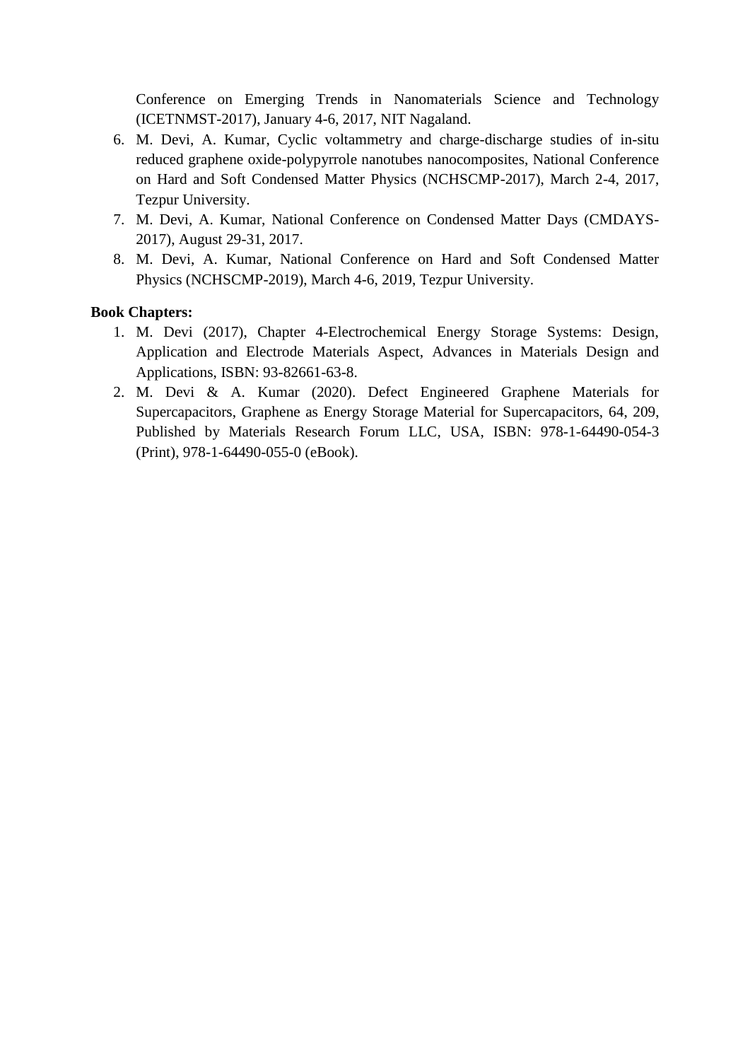Conference on Emerging Trends in Nanomaterials Science and Technology (ICETNMST-2017), January 4-6, 2017, NIT Nagaland.

6. M. Devi, A. Kumar, Cyclic voltammetry and charge-discharge studies of in-situ reduced graphene oxide-polypyrrole nanotubes nanocomposites, National Conference on Hard and Soft Condensed Matter Physics (NCHSCMP-2017), March 2-4, 2017, Tezpur University.
7. M. Devi, A. Kumar, National Conference on Condensed Matter Days (CMDAYS-2017), August 29-31, 2017.
8. M. Devi, A. Kumar, National Conference on Hard and Soft Condensed Matter Physics (NCHSCMP-2019), March 4-6, 2019, Tezpur University.

**Book Chapters:**

1. M. Devi (2017), Chapter 4-Electrochemical Energy Storage Systems: Design, Application and Electrode Materials Aspect, Advances in Materials Design and Applications, ISBN: 93-82661-63-8.
2. M. Devi & A. Kumar (2020). Defect Engineered Graphene Materials for Supercapacitors, Graphene as Energy Storage Material for Supercapacitors, 64, 209, Published by Materials Research Forum LLC, USA, ISBN: 978-1-64490-054-3 (Print), 978-1-64490-055-0 (eBook).